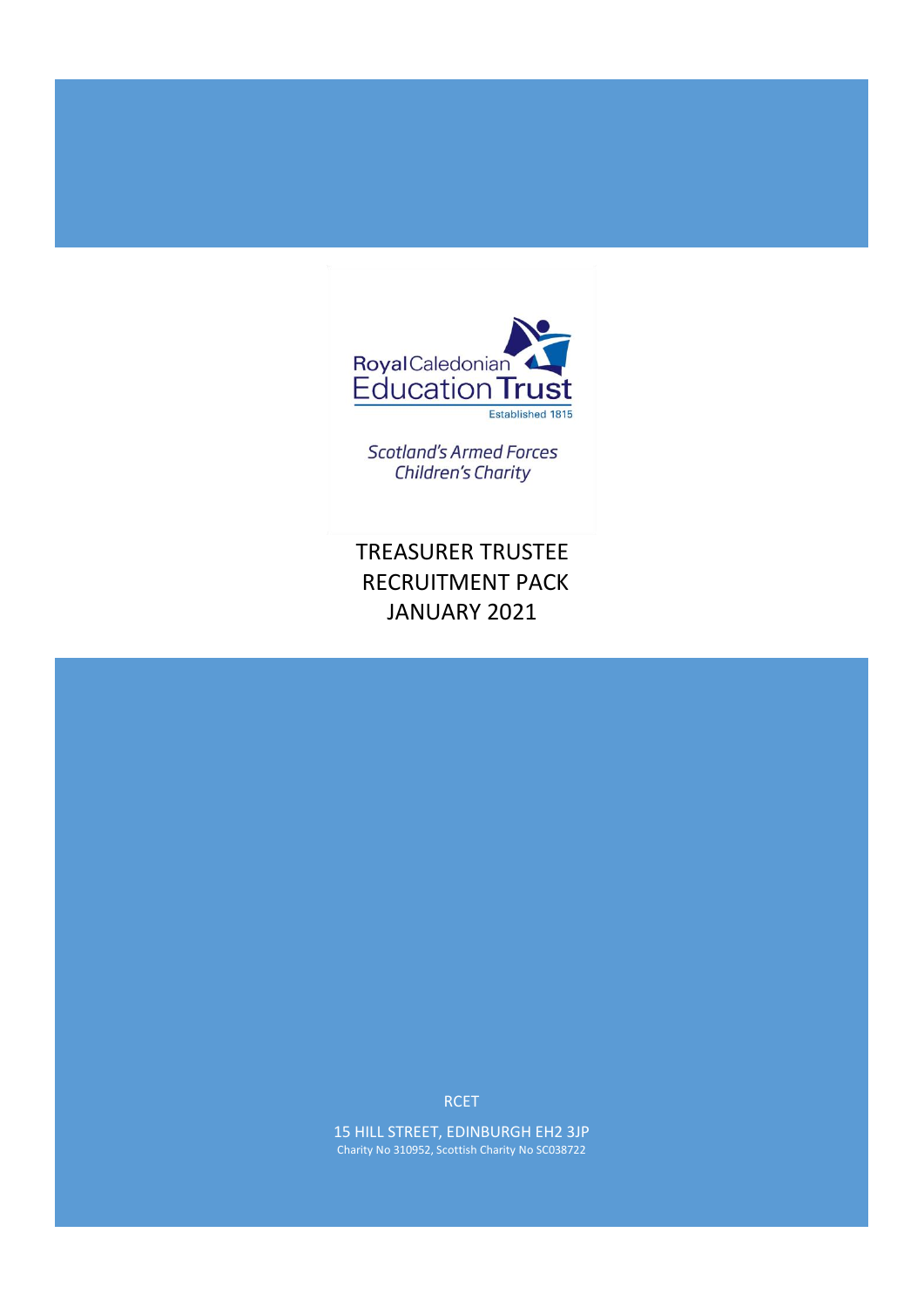Royal Caledonian Education Trust

Established 1815

*Scotland's Armed Forces Children's Charity*

# TREASURER TRUSTEE RECRUITMENT PACK JANUARY 2021

RCET

15 HILL STREET, EDINBURGH EH2 3JP

Charity No 310952, Scottish Charity No SC038722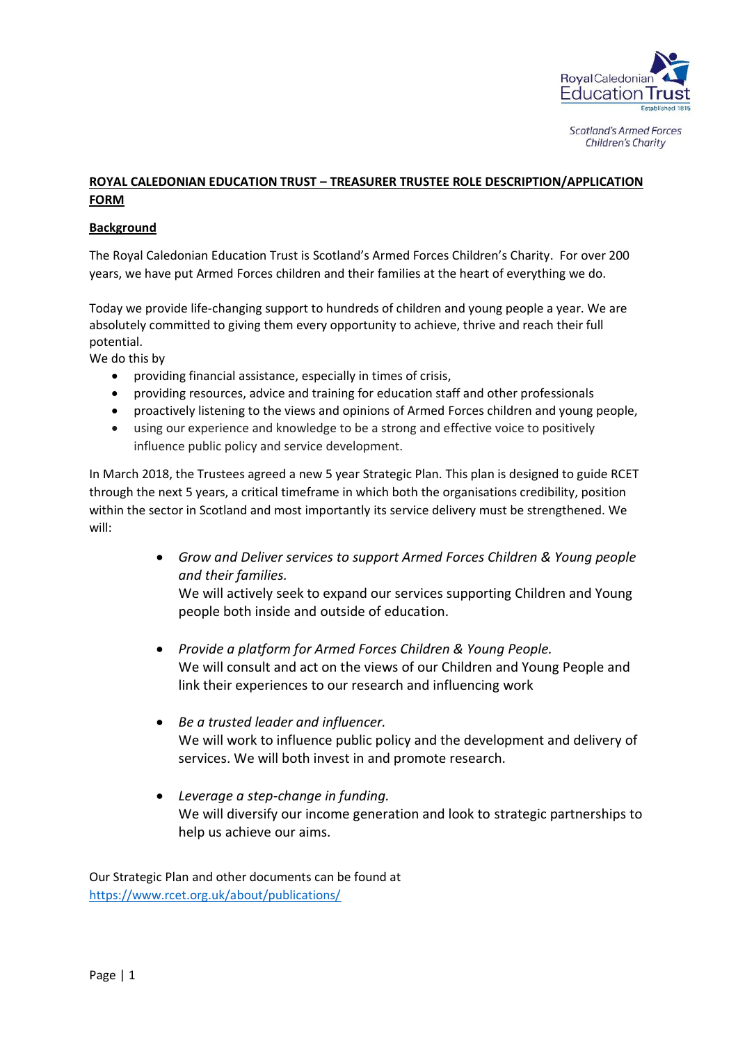Royal Caledonian Education Trust
Established 1815

Scotland's Armed Forces Children's Charity

# ROYAL CALEDONIAN EDUCATION TRUST – TREASURER TRUSTEE ROLE DESCRIPTION/APPLICATION FORM

## Background

The Royal Caledonian Education Trust is Scotland's Armed Forces Children's Charity. For over 200 years, we have put Armed Forces children and their families at the heart of everything we do.

Today we provide life-changing support to hundreds of children and young people a year. We are absolutely committed to giving them every opportunity to achieve, thrive and reach their full potential.

We do this by

- providing financial assistance, especially in times of crisis,
- providing resources, advice and training for education staff and other professionals
- proactively listening to the views and opinions of Armed Forces children and young people,
- using our experience and knowledge to be a strong and effective voice to positively influence public policy and service development.

In March 2018, the Trustees agreed a new 5 year Strategic Plan. This plan is designed to guide RCET through the next 5 years, a critical timeframe in which both the organisations credibility, position within the sector in Scotland and most importantly its service delivery must be strengthened. We will:

- *Grow and Deliver services to support Armed Forces Children & Young people and their families.*
  We will actively seek to expand our services supporting Children and Young people both inside and outside of education.

- *Provide a platform for Armed Forces Children & Young People.*
  We will consult and act on the views of our Children and Young People and link their experiences to our research and influencing work

- *Be a trusted leader and influencer.*
  We will work to influence public policy and the development and delivery of services. We will both invest in and promote research.

- *Leverage a step-change in funding.*
  We will diversify our income generation and look to strategic partnerships to help us achieve our aims.

Our Strategic Plan and other documents can be found at
[https://www.rcet.org.uk/about/publications/](https://www.rcet.org.uk/about/publications/)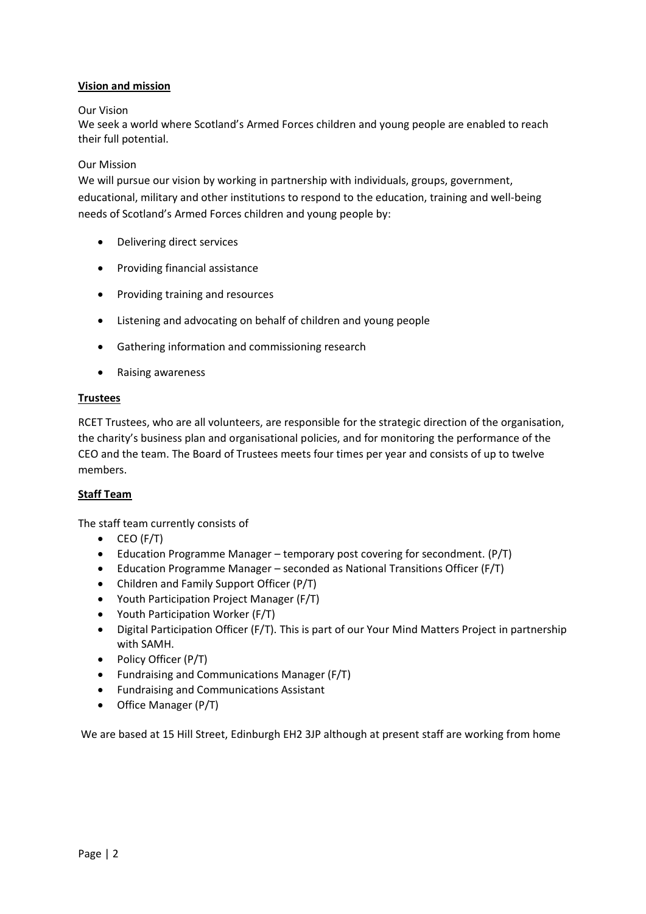## Vision and mission

Our Vision

We seek a world where Scotland's Armed Forces children and young people are enabled to reach their full potential.

Our Mission

We will pursue our vision by working in partnership with individuals, groups, government, educational, military and other institutions to respond to the education, training and well-being needs of Scotland's Armed Forces children and young people by:

- Delivering direct services
- Providing financial assistance
- Providing training and resources
- Listening and advocating on behalf of children and young people
- Gathering information and commissioning research
- Raising awareness

## Trustees

RCET Trustees, who are all volunteers, are responsible for the strategic direction of the organisation, the charity's business plan and organisational policies, and for monitoring the performance of the CEO and the team. The Board of Trustees meets four times per year and consists of up to twelve members.

## Staff Team

The staff team currently consists of

- CEO (F/T)
- Education Programme Manager – temporary post covering for secondment. (P/T)
- Education Programme Manager – seconded as National Transitions Officer (F/T)
- Children and Family Support Officer (P/T)
- Youth Participation Project Manager (F/T)
- Youth Participation Worker (F/T)
- Digital Participation Officer (F/T). This is part of our Your Mind Matters Project in partnership with SAMH.
- Policy Officer (P/T)
- Fundraising and Communications Manager (F/T)
- Fundraising and Communications Assistant
- Office Manager (P/T)

We are based at 15 Hill Street, Edinburgh EH2 3JP although at present staff are working from home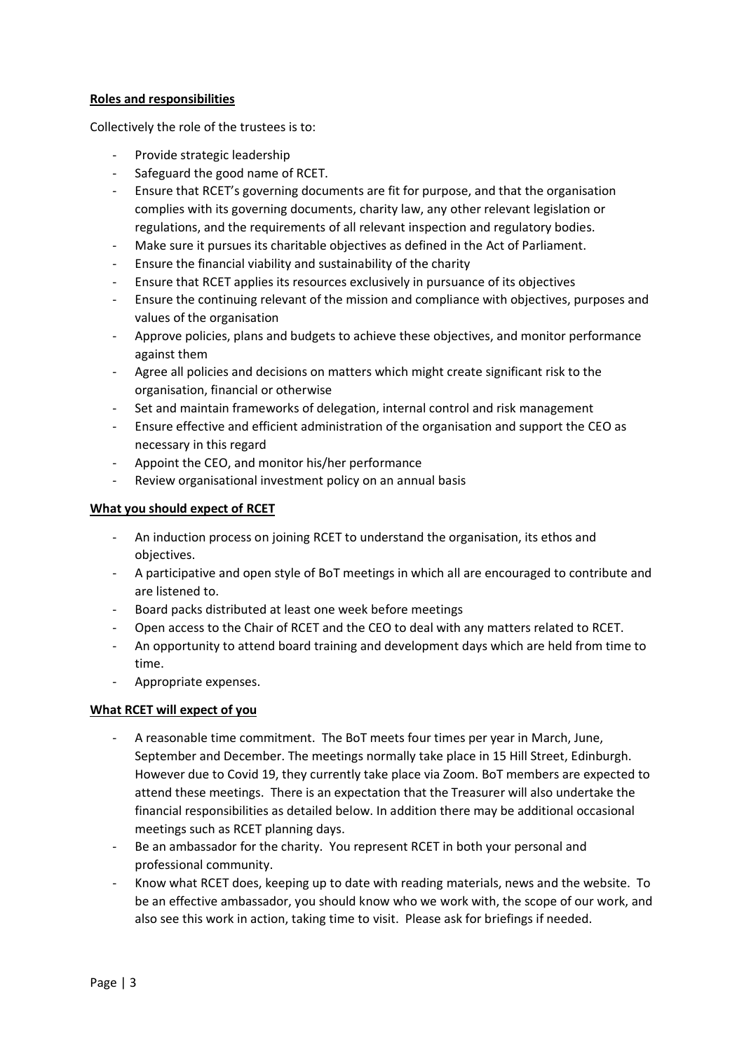**Roles and responsibilities**

Collectively the role of the trustees is to:

- Provide strategic leadership
- Safeguard the good name of RCET.
- Ensure that RCET's governing documents are fit for purpose, and that the organisation complies with its governing documents, charity law, any other relevant legislation or regulations, and the requirements of all relevant inspection and regulatory bodies.
- Make sure it pursues its charitable objectives as defined in the Act of Parliament.
- Ensure the financial viability and sustainability of the charity
- Ensure that RCET applies its resources exclusively in pursuance of its objectives
- Ensure the continuing relevant of the mission and compliance with objectives, purposes and values of the organisation
- Approve policies, plans and budgets to achieve these objectives, and monitor performance against them
- Agree all policies and decisions on matters which might create significant risk to the organisation, financial or otherwise
- Set and maintain frameworks of delegation, internal control and risk management
- Ensure effective and efficient administration of the organisation and support the CEO as necessary in this regard
- Appoint the CEO, and monitor his/her performance
- Review organisational investment policy on an annual basis

**What you should expect of RCET**

- An induction process on joining RCET to understand the organisation, its ethos and objectives.
- A participative and open style of BoT meetings in which all are encouraged to contribute and are listened to.
- Board packs distributed at least one week before meetings
- Open access to the Chair of RCET and the CEO to deal with any matters related to RCET.
- An opportunity to attend board training and development days which are held from time to time.
- Appropriate expenses.

**What RCET will expect of you**

- A reasonable time commitment. The BoT meets four times per year in March, June, September and December. The meetings normally take place in 15 Hill Street, Edinburgh. However due to Covid 19, they currently take place via Zoom. BoT members are expected to attend these meetings. There is an expectation that the Treasurer will also undertake the financial responsibilities as detailed below. In addition there may be additional occasional meetings such as RCET planning days.
- Be an ambassador for the charity. You represent RCET in both your personal and professional community.
- Know what RCET does, keeping up to date with reading materials, news and the website. To be an effective ambassador, you should know who we work with, the scope of our work, and also see this work in action, taking time to visit. Please ask for briefings if needed.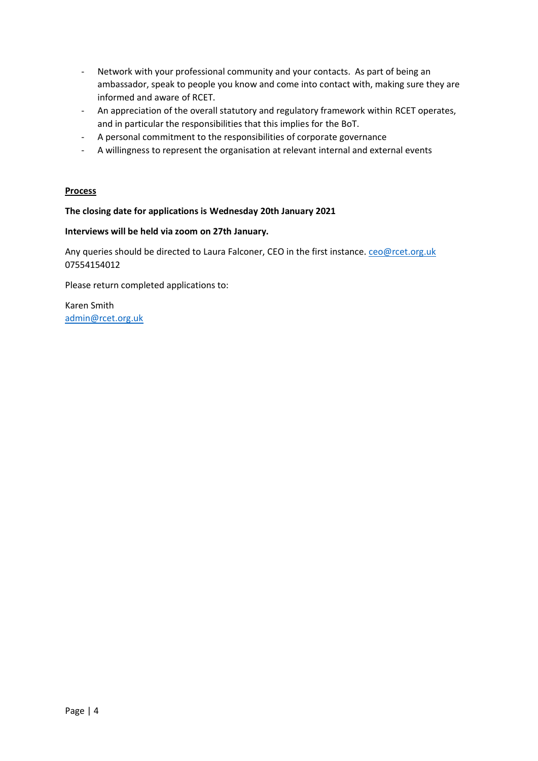- Network with your professional community and your contacts. As part of being an ambassador, speak to people you know and come into contact with, making sure they are informed and aware of RCET.
- An appreciation of the overall statutory and regulatory framework within RCET operates, and in particular the responsibilities that this implies for the BoT.
- A personal commitment to the responsibilities of corporate governance
- A willingness to represent the organisation at relevant internal and external events

**Process**

**The closing date for applications is Wednesday 20th January 2021**

**Interviews will be held via zoom on 27th January.**

Any queries should be directed to Laura Falconer, CEO in the first instance. ceo@rcet.org.uk 07554154012

Please return completed applications to:

Karen Smith
admin@rcet.org.uk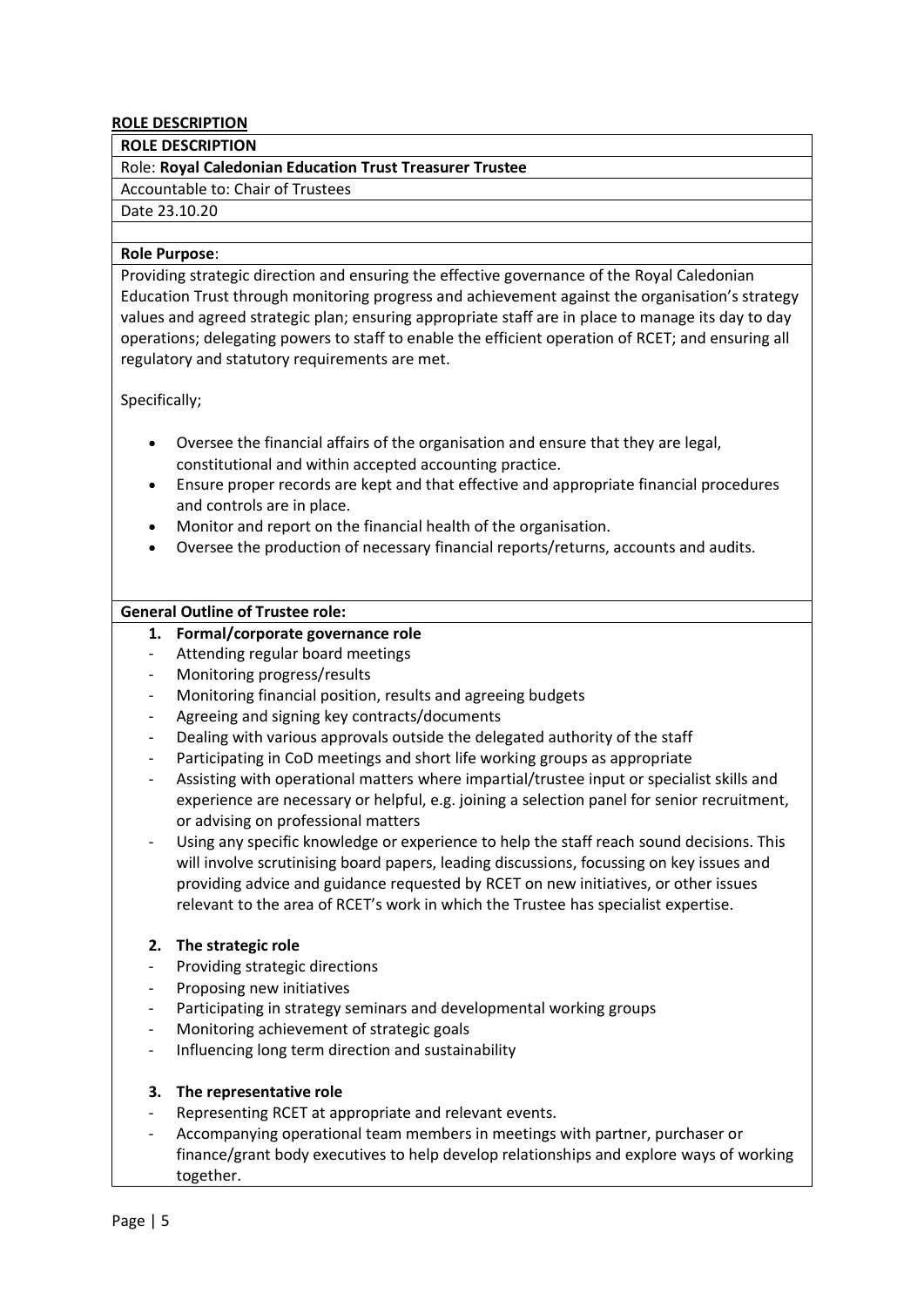## ROLE DESCRIPTION

**ROLE DESCRIPTION**

Role: **Royal Caledonian Education Trust Treasurer Trustee**

Accountable to: Chair of Trustees

Date 23.10.20

**Role Purpose**:

Providing strategic direction and ensuring the effective governance of the Royal Caledonian Education Trust through monitoring progress and achievement against the organisation's strategy values and agreed strategic plan; ensuring appropriate staff are in place to manage its day to day operations; delegating powers to staff to enable the efficient operation of RCET; and ensuring all regulatory and statutory requirements are met.

Specifically;

- Oversee the financial affairs of the organisation and ensure that they are legal, constitutional and within accepted accounting practice.
- Ensure proper records are kept and that effective and appropriate financial procedures and controls are in place.
- Monitor and report on the financial health of the organisation.
- Oversee the production of necessary financial reports/returns, accounts and audits.

**General Outline of Trustee role:**

1. **Formal/corporate governance role**
   - Attending regular board meetings
   - Monitoring progress/results
   - Monitoring financial position, results and agreeing budgets
   - Agreeing and signing key contracts/documents
   - Dealing with various approvals outside the delegated authority of the staff
   - Participating in CoD meetings and short life working groups as appropriate
   - Assisting with operational matters where impartial/trustee input or specialist skills and experience are necessary or helpful, e.g. joining a selection panel for senior recruitment, or advising on professional matters
   - Using any specific knowledge or experience to help the staff reach sound decisions. This will involve scrutinising board papers, leading discussions, focussing on key issues and providing advice and guidance requested by RCET on new initiatives, or other issues relevant to the area of RCET's work in which the Trustee has specialist expertise.

2. **The strategic role**
   - Providing strategic directions
   - Proposing new initiatives
   - Participating in strategy seminars and developmental working groups
   - Monitoring achievement of strategic goals
   - Influencing long term direction and sustainability

3. **The representative role**
   - Representing RCET at appropriate and relevant events.
   - Accompanying operational team members in meetings with partner, purchaser or finance/grant body executives to help develop relationships and explore ways of working together.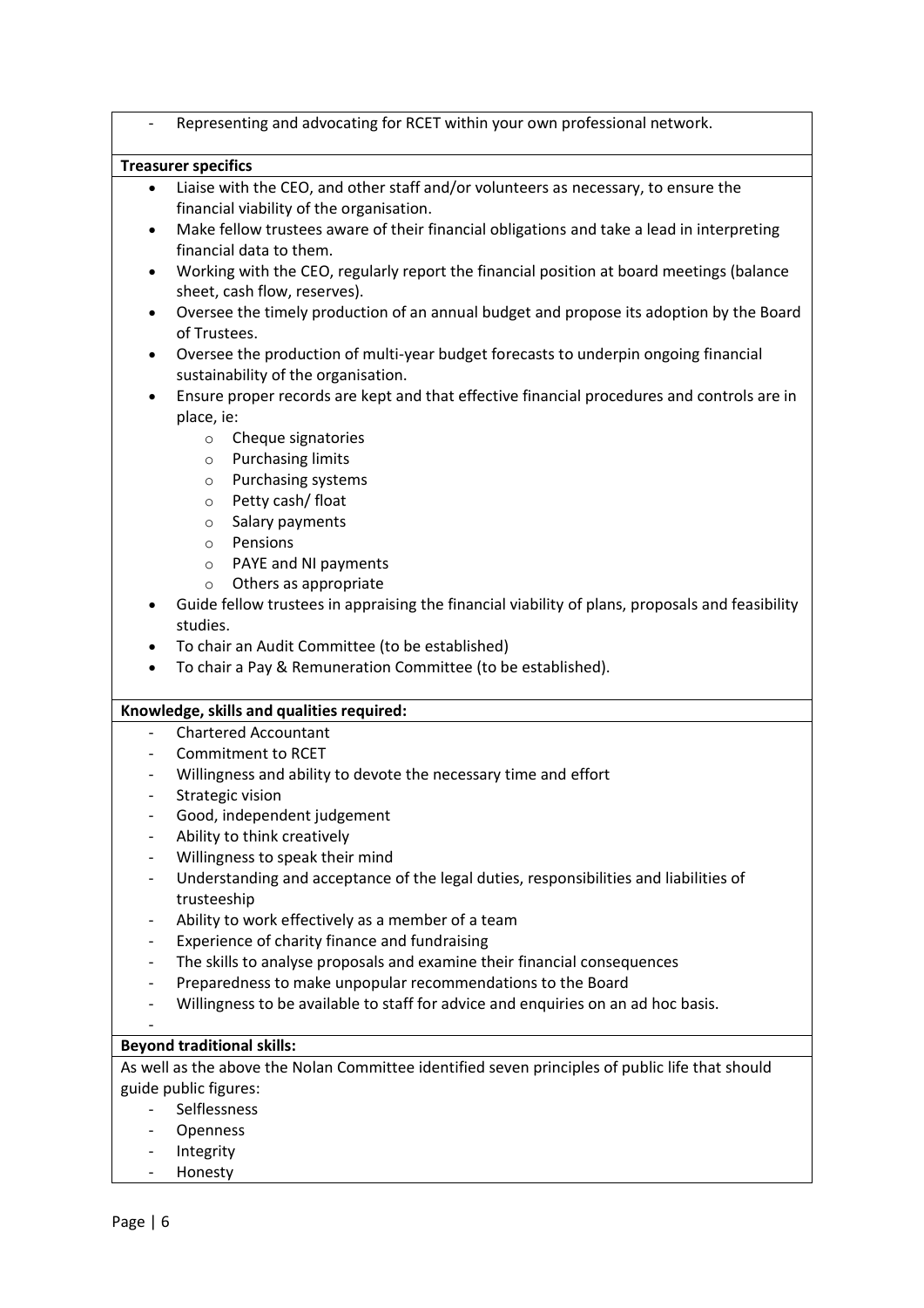- Representing and advocating for RCET within your own professional network.

**Treasurer specifics**

- Liaise with the CEO, and other staff and/or volunteers as necessary, to ensure the financial viability of the organisation.
- Make fellow trustees aware of their financial obligations and take a lead in interpreting financial data to them.
- Working with the CEO, regularly report the financial position at board meetings (balance sheet, cash flow, reserves).
- Oversee the timely production of an annual budget and propose its adoption by the Board of Trustees.
- Oversee the production of multi-year budget forecasts to underpin ongoing financial sustainability of the organisation.
- Ensure proper records are kept and that effective financial procedures and controls are in place, ie:
    - Cheque signatories
    - Purchasing limits
    - Purchasing systems
    - Petty cash/ float
    - Salary payments
    - Pensions
    - PAYE and NI payments
    - Others as appropriate
- Guide fellow trustees in appraising the financial viability of plans, proposals and feasibility studies.
- To chair an Audit Committee (to be established)
- To chair a Pay & Remuneration Committee (to be established).

**Knowledge, skills and qualities required:**

- Chartered Accountant
- Commitment to RCET
- Willingness and ability to devote the necessary time and effort
- Strategic vision
- Good, independent judgement
- Ability to think creatively
- Willingness to speak their mind
- Understanding and acceptance of the legal duties, responsibilities and liabilities of trusteeship
- Ability to work effectively as a member of a team
- Experience of charity finance and fundraising
- The skills to analyse proposals and examine their financial consequences
- Preparedness to make unpopular recommendations to the Board
- Willingness to be available to staff for advice and enquiries on an ad hoc basis.

**Beyond traditional skills:**

As well as the above the Nolan Committee identified seven principles of public life that should guide public figures:

- Selflessness
- Openness
- Integrity
- Honesty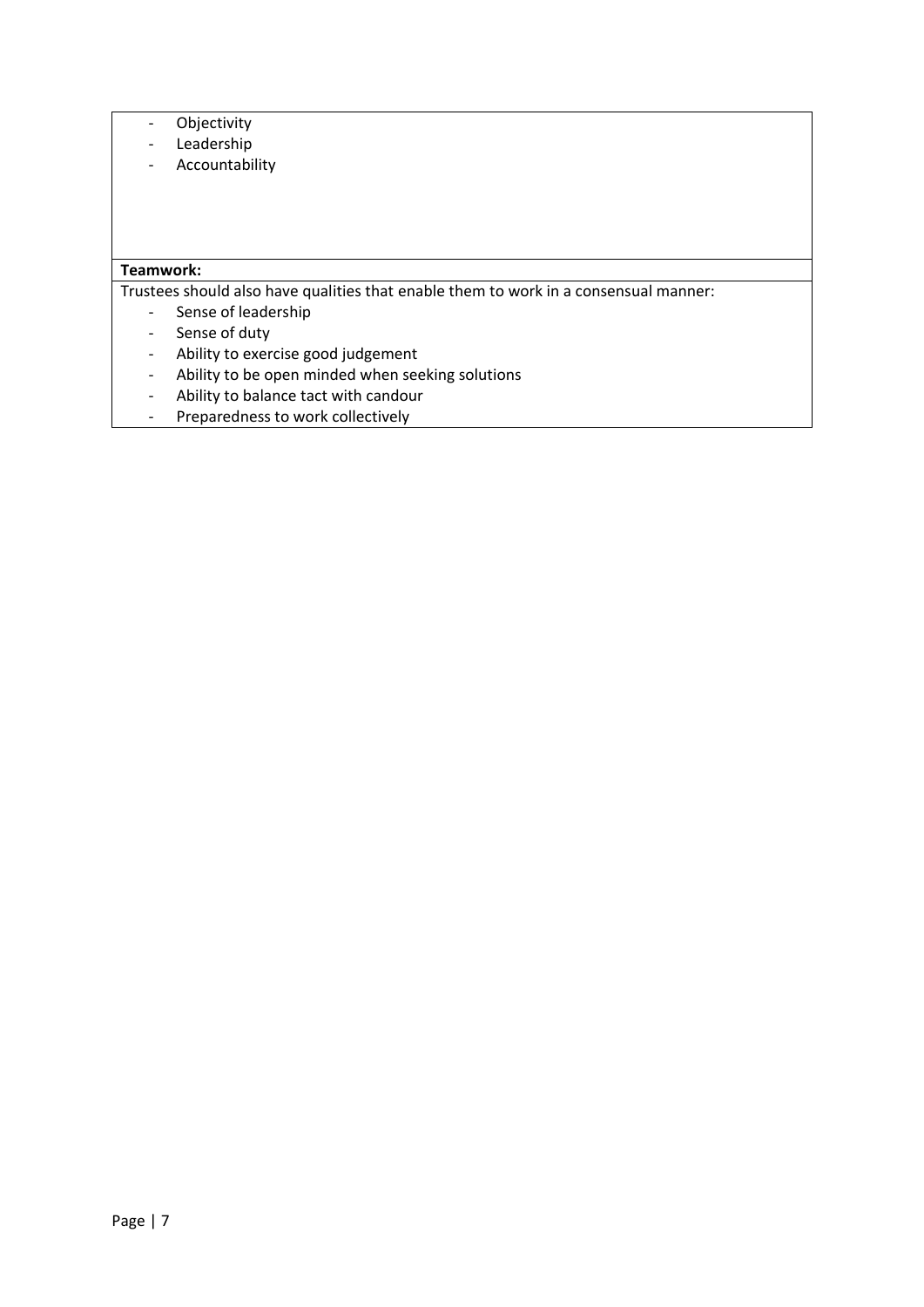- Objectivity
- Leadership
- Accountability

**Teamwork:**

Trustees should also have qualities that enable them to work in a consensual manner:

- Sense of leadership
- Sense of duty
- Ability to exercise good judgement
- Ability to be open minded when seeking solutions
- Ability to balance tact with candour
- Preparedness to work collectively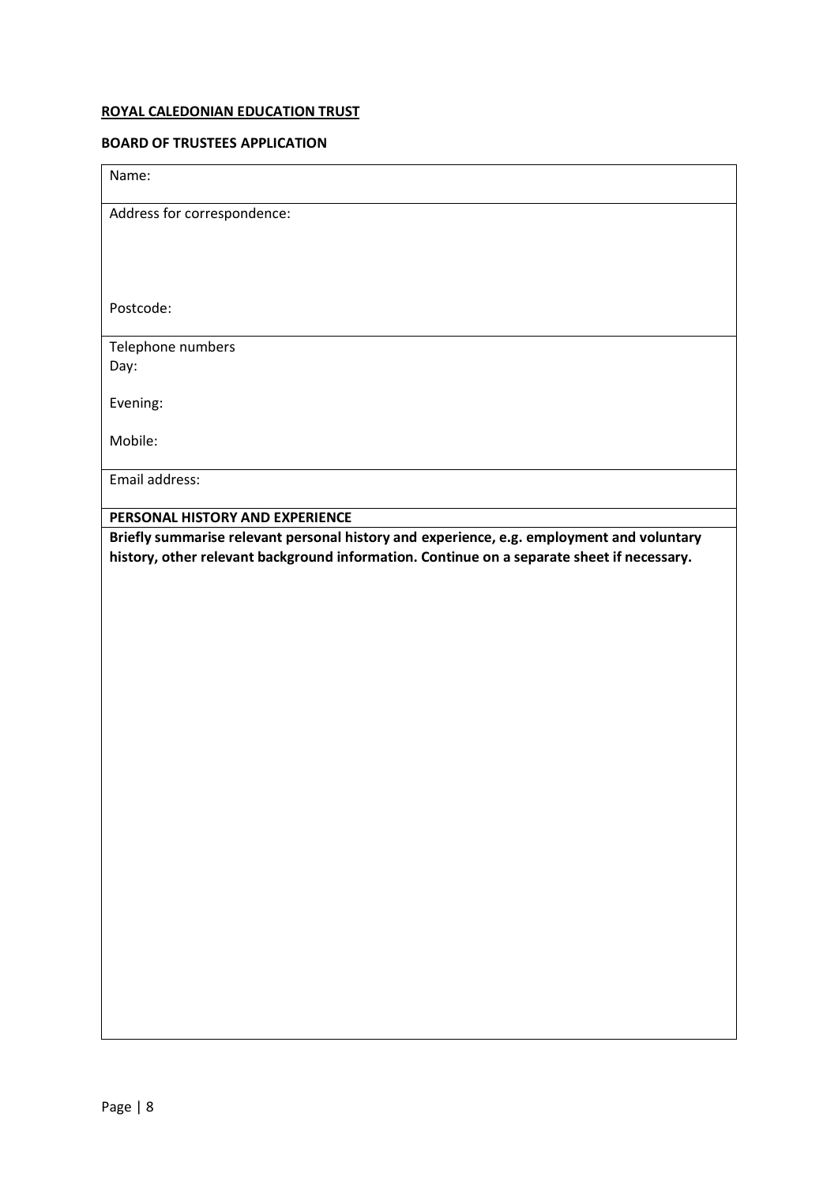**ROYAL CALEDONIAN EDUCATION TRUST**

**BOARD OF TRUSTEES APPLICATION**

| Name: |
|---|
| Address for correspondence:<br><br><br><br>Postcode: |
| Telephone numbers<br>Day:<br><br>Evening:<br><br>Mobile: |
| Email address: |
| **PERSONAL HISTORY AND EXPERIENCE** |
| **Briefly summarise relevant personal history and experience, e.g. employment and voluntary history, other relevant background information. Continue on a separate sheet if necessary.** |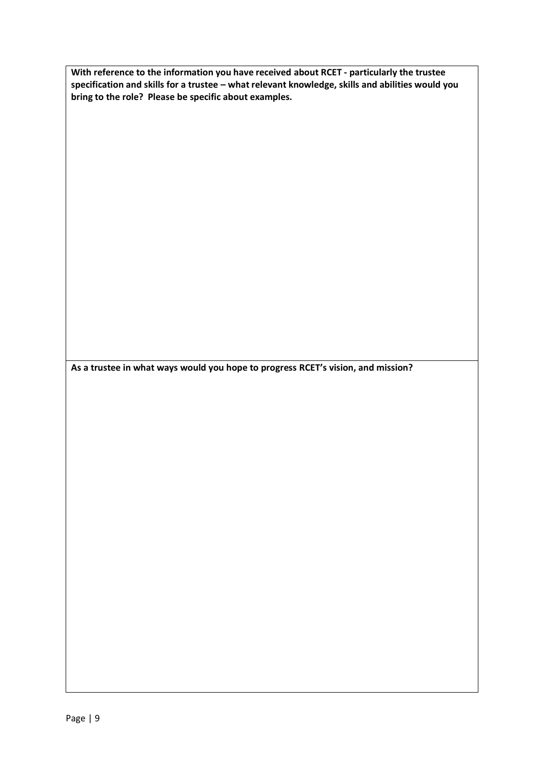**With reference to the information you have received about RCET - particularly the trustee specification and skills for a trustee – what relevant knowledge, skills and abilities would you bring to the role? Please be specific about examples.**

**As a trustee in what ways would you hope to progress RCET's vision, and mission?**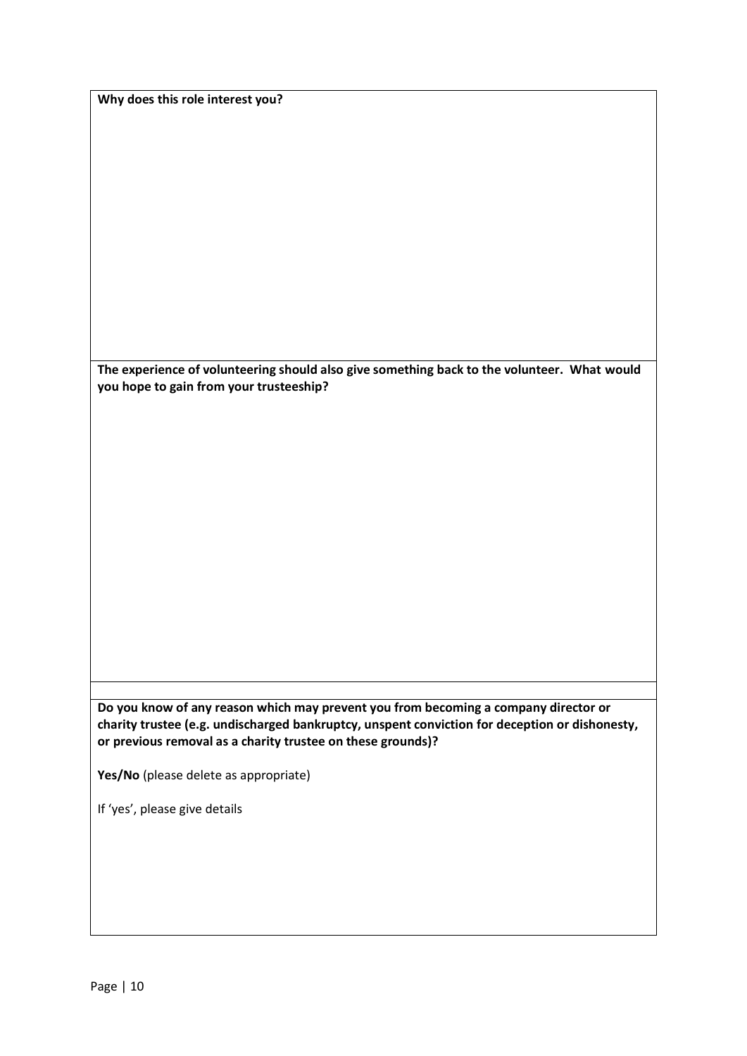**Why does this role interest you?**

**The experience of volunteering should also give something back to the volunteer. What would you hope to gain from your trusteeship?**

**Do you know of any reason which may prevent you from becoming a company director or charity trustee (e.g. undischarged bankruptcy, unspent conviction for deception or dishonesty, or previous removal as a charity trustee on these grounds)?**

**Yes/No** (please delete as appropriate)

If 'yes', please give details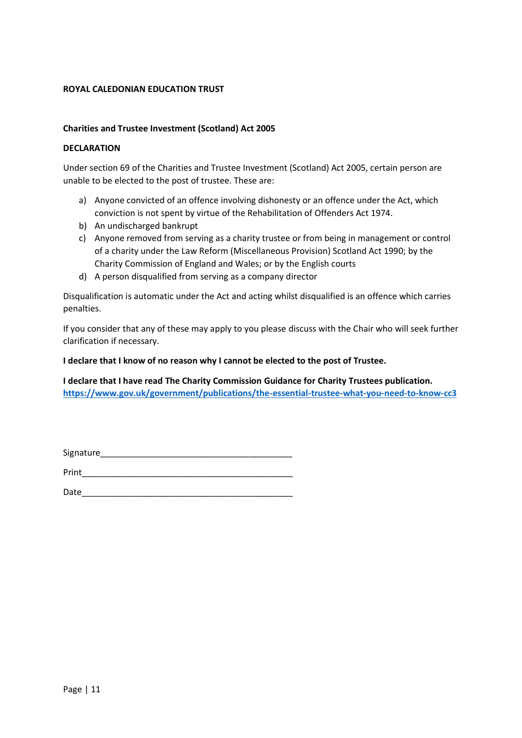**ROYAL CALEDONIAN EDUCATION TRUST**

**Charities and Trustee Investment (Scotland) Act 2005**

**DECLARATION**

Under section 69 of the Charities and Trustee Investment (Scotland) Act 2005, certain person are unable to be elected to the post of trustee. These are:

a) Anyone convicted of an offence involving dishonesty or an offence under the Act, which conviction is not spent by virtue of the Rehabilitation of Offenders Act 1974.
b) An undischarged bankrupt
c) Anyone removed from serving as a charity trustee or from being in management or control of a charity under the Law Reform (Miscellaneous Provision) Scotland Act 1990; by the Charity Commission of England and Wales; or by the English courts
d) A person disqualified from serving as a company director

Disqualification is automatic under the Act and acting whilst disqualified is an offence which carries penalties.

If you consider that any of these may apply to you please discuss with the Chair who will seek further clarification if necessary.

**I declare that I know of no reason why I cannot be elected to the post of Trustee.**

**I declare that I have read The Charity Commission Guidance for Charity Trustees publication.**
**https://www.gov.uk/government/publications/the-essential-trustee-what-you-need-to-know-cc3**

Signature__________________________________________

Print______________________________________________

Date______________________________________________